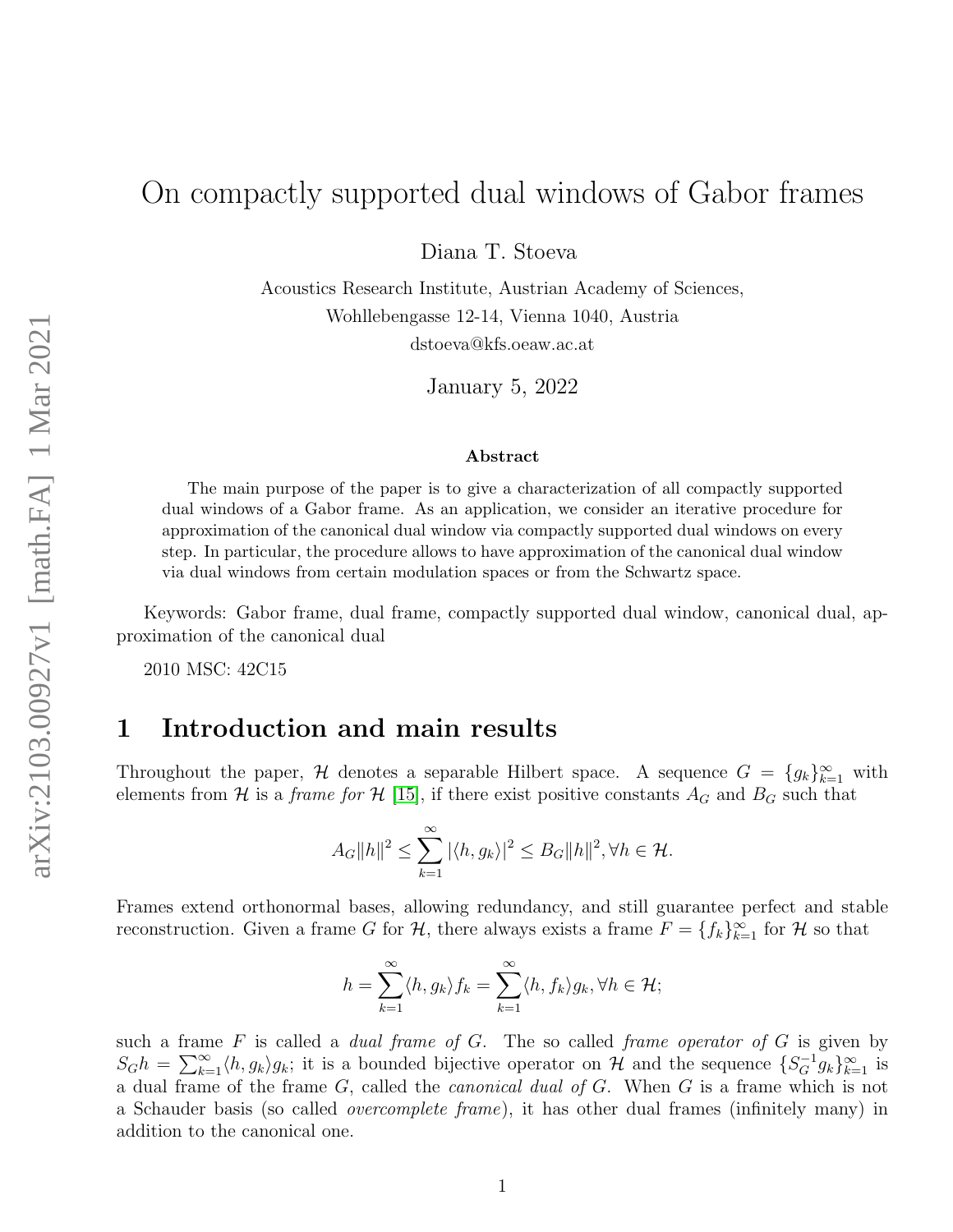# On compactly supported dual windows of Gabor frames

Diana T. Stoeva

Acoustics Research Institute, Austrian Academy of Sciences,
Wohllebengasse 12-14, Vienna 1040, Austria
dstoeva@kfs.oeaw.ac.at

January 5, 2022

### Abstract

The main purpose of the paper is to give a characterization of all compactly supported dual windows of a Gabor frame. As an application, we consider an iterative procedure for approximation of the canonical dual window via compactly supported dual windows on every step. In particular, the procedure allows to have approximation of the canonical dual window via dual windows from certain modulation spaces or from the Schwartz space.

Keywords: Gabor frame, dual frame, compactly supported dual window, canonical dual, approximation of the canonical dual

2010 MSC: 42C15

## 1 Introduction and main results

Throughout the paper, $\mathcal{H}$ denotes a separable Hilbert space. A sequence $G = \{g_k\}_{k=1}^\infty$ with elements from $\mathcal{H}$ is a *frame for* $\mathcal{H}$ [15], if there exist positive constants $A_G$ and $B_G$ such that

$$A_G\|h\|^2 \leq \sum_{k=1}^{\infty} |\langle h, g_k\rangle|^2 \leq B_G\|h\|^2, \forall h \in \mathcal{H}.$$

Frames extend orthonormal bases, allowing redundancy, and still guarantee perfect and stable reconstruction. Given a frame $G$ for $\mathcal{H}$, there always exists a frame $F = \{f_k\}_{k=1}^\infty$ for $\mathcal{H}$ so that

$$h = \sum_{k=1}^{\infty} \langle h, g_k\rangle f_k = \sum_{k=1}^{\infty} \langle h, f_k\rangle g_k, \forall h \in \mathcal{H};$$

such a frame $F$ is called a *dual frame of* $G$. The so called *frame operator of* $G$ is given by $S_G h = \sum_{k=1}^\infty \langle h, g_k\rangle g_k$; it is a bounded bijective operator on $\mathcal{H}$ and the sequence $\{S_G^{-1} g_k\}_{k=1}^\infty$ is a dual frame of the frame $G$, called the *canonical dual of* $G$. When $G$ is a frame which is not a Schauder basis (so called *overcomplete frame*), it has other dual frames (infinitely many) in addition to the canonical one.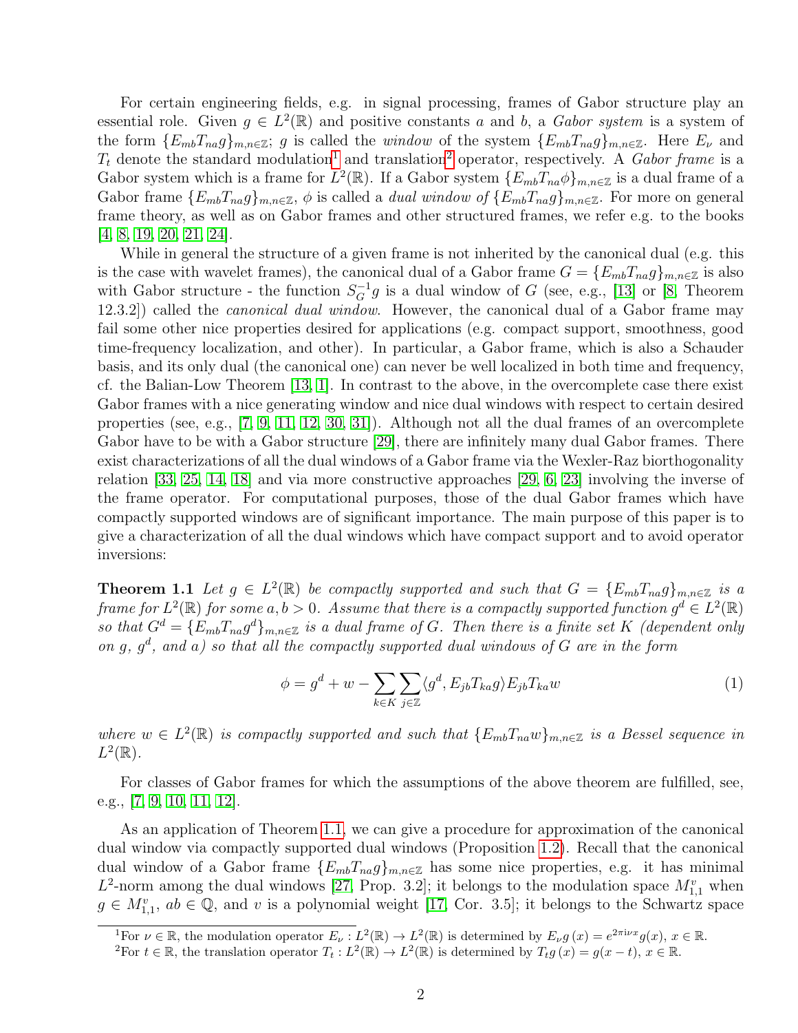For certain engineering fields, e.g. in signal processing, frames of Gabor structure play an essential role. Given $g \in L^2(\mathbb{R})$ and positive constants $a$ and $b$, a *Gabor system* is a system of the form $\{E_{mb}T_{na}g\}_{m,n\in\mathbb{Z}}$; $g$ is called the *window* of the system $\{E_{mb}T_{na}g\}_{m,n\in\mathbb{Z}}$. Here $E_\nu$ and $T_t$ denote the standard modulation[1] and translation[2] operator, respectively. A *Gabor frame* is a Gabor system which is a frame for $L^2(\mathbb{R})$. If a Gabor system $\{E_{mb}T_{na}\phi\}_{m,n\in\mathbb{Z}}$ is a dual frame of a Gabor frame $\{E_{mb}T_{na}g\}_{m,n\in\mathbb{Z}}$, $\phi$ is called a *dual window of* $\{E_{mb}T_{na}g\}_{m,n\in\mathbb{Z}}$. For more on general frame theory, as well as on Gabor frames and other structured frames, we refer e.g. to the books [4, 8, 19, 20, 21, 24].

While in general the structure of a given frame is not inherited by the canonical dual (e.g. this is the case with wavelet frames), the canonical dual of a Gabor frame $G = \{E_{mb}T_{na}g\}_{m,n\in\mathbb{Z}}$ is also with Gabor structure - the function $S_G^{-1}g$ is a dual window of $G$ (see, e.g., [13] or [8, Theorem 12.3.2]) called the *canonical dual window*. However, the canonical dual of a Gabor frame may fail some other nice properties desired for applications (e.g. compact support, smoothness, good time-frequency localization, and other). In particular, a Gabor frame, which is also a Schauder basis, and its only dual (the canonical one) can never be well localized in both time and frequency, cf. the Balian-Low Theorem [13, 1]. In contrast to the above, in the overcomplete case there exist Gabor frames with a nice generating window and nice dual windows with respect to certain desired properties (see, e.g., [7, 9, 11, 12, 30, 31]). Although not all the dual frames of an overcomplete Gabor have to be with a Gabor structure [29], there are infinitely many dual Gabor frames. There exist characterizations of all the dual windows of a Gabor frame via the Wexler-Raz biorthogonality relation [33, 25, 14, 18] and via more constructive approaches [29, 6, 23] involving the inverse of the frame operator. For computational purposes, those of the dual Gabor frames which have compactly supported windows are of significant importance. The main purpose of this paper is to give a characterization of all the dual windows which have compact support and to avoid operator inversions:

**Theorem 1.1** *Let $g \in L^2(\mathbb{R})$ be compactly supported and such that $G = \{E_{mb}T_{na}g\}_{m,n\in\mathbb{Z}}$ is a frame for $L^2(\mathbb{R})$ for some $a, b > 0$. Assume that there is a compactly supported function $g^d \in L^2(\mathbb{R})$ so that $G^d = \{E_{mb}T_{na}g^d\}_{m,n\in\mathbb{Z}}$ is a dual frame of $G$. Then there is a finite set $K$ (dependent only on $g$, $g^d$, and $a$) so that all the compactly supported dual windows of $G$ are in the form*

$$\phi = g^d + w - \sum_{k\in K}\sum_{j\in\mathbb{Z}} \langle g^d, E_{jb}T_{ka}g\rangle E_{jb}T_{ka}w \tag{1}$$

*where $w \in L^2(\mathbb{R})$ is compactly supported and such that $\{E_{mb}T_{na}w\}_{m,n\in\mathbb{Z}}$ is a Bessel sequence in $L^2(\mathbb{R})$.*

For classes of Gabor frames for which the assumptions of the above theorem are fulfilled, see, e.g., [7, 9, 10, 11, 12].

As an application of Theorem 1.1, we can give a procedure for approximation of the canonical dual window via compactly supported dual windows (Proposition 1.2). Recall that the canonical dual window of a Gabor frame $\{E_{mb}T_{na}g\}_{m,n\in\mathbb{Z}}$ has some nice properties, e.g. it has minimal $L^2$-norm among the dual windows [27, Prop. 3.2]; it belongs to the modulation space $M^v_{1,1}$ when $g \in M^v_{1,1}$, $ab \in \mathbb{Q}$, and $v$ is a polynomial weight [17, Cor. 3.5]; it belongs to the Schwartz space

[1] For $\nu \in \mathbb{R}$, the modulation operator $E_\nu : L^2(\mathbb{R}) \to L^2(\mathbb{R})$ is determined by $E_\nu g\,(x) = e^{2\pi i\nu x}g(x)$, $x \in \mathbb{R}$.

[2] For $t \in \mathbb{R}$, the translation operator $T_t : L^2(\mathbb{R}) \to L^2(\mathbb{R})$ is determined by $T_t g\,(x) = g(x - t)$, $x \in \mathbb{R}$.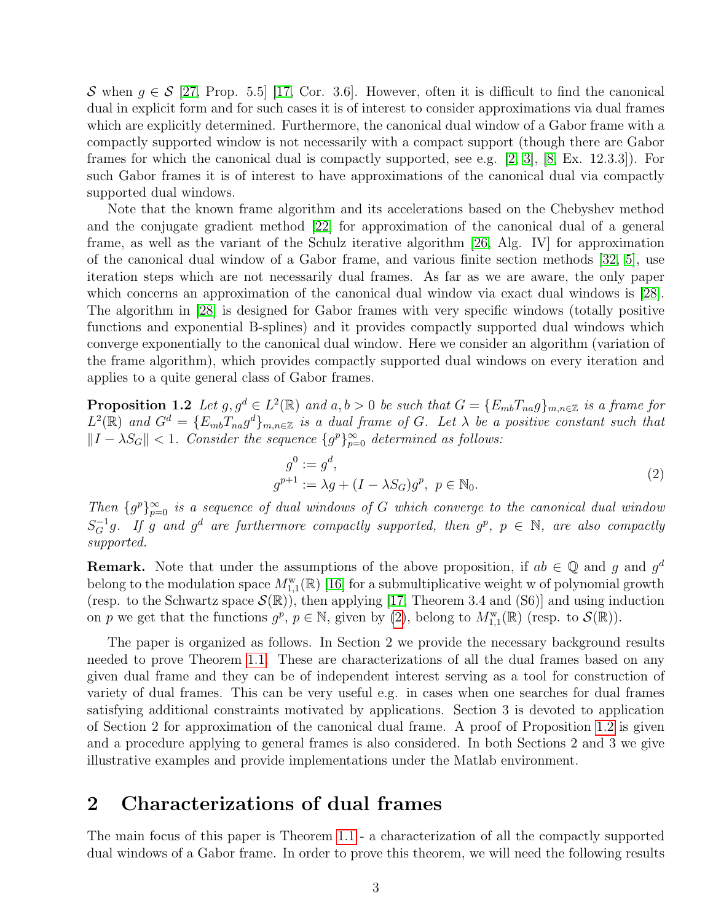$\mathcal{S}$ when $g \in \mathcal{S}$ [27, Prop. 5.5] [17, Cor. 3.6]. However, often it is difficult to find the canonical dual in explicit form and for such cases it is of interest to consider approximations via dual frames which are explicitly determined. Furthermore, the canonical dual window of a Gabor frame with a compactly supported window is not necessarily with a compact support (though there are Gabor frames for which the canonical dual is compactly supported, see e.g. [2, 3], [8, Ex. 12.3.3]). For such Gabor frames it is of interest to have approximations of the canonical dual via compactly supported dual windows.

Note that the known frame algorithm and its accelerations based on the Chebyshev method and the conjugate gradient method [22] for approximation of the canonical dual of a general frame, as well as the variant of the Schulz iterative algorithm [26, Alg. IV] for approximation of the canonical dual window of a Gabor frame, and various finite section methods [32, 5], use iteration steps which are not necessarily dual frames. As far as we are aware, the only paper which concerns an approximation of the canonical dual window via exact dual windows is [28]. The algorithm in [28] is designed for Gabor frames with very specific windows (totally positive functions and exponential B-splines) and it provides compactly supported dual windows which converge exponentially to the canonical dual window. Here we consider an algorithm (variation of the frame algorithm), which provides compactly supported dual windows on every iteration and applies to a quite general class of Gabor frames.

**Proposition 1.2** *Let $g, g^d \in L^2(\mathbb{R})$ and $a, b > 0$ be such that $G = \{E_{mb}T_{na}g\}_{m,n\in\mathbb{Z}}$ is a frame for $L^2(\mathbb{R})$ and $G^d = \{E_{mb}T_{na}g^d\}_{m,n\in\mathbb{Z}}$ is a dual frame of $G$. Let $\lambda$ be a positive constant such that $\|I - \lambda S_G\| < 1$. Consider the sequence $\{g^p\}_{p=0}^{\infty}$ determined as follows:*

$$
\begin{aligned}
g^0 &:= g^d, \\
g^{p+1} &:= \lambda g + (I - \lambda S_G)g^p, \ p \in \mathbb{N}_0.
\end{aligned}
\tag{2}
$$

*Then $\{g^p\}_{p=0}^{\infty}$ is a sequence of dual windows of $G$ which converge to the canonical dual window $S_G^{-1}g$. If $g$ and $g^d$ are furthermore compactly supported, then $g^p$, $p \in \mathbb{N}$, are also compactly supported.*

**Remark.** Note that under the assumptions of the above proposition, if $ab \in \mathbb{Q}$ and $g$ and $g^d$ belong to the modulation space $M^{\mathrm{w}}_{1,1}(\mathbb{R})$ [16] for a submultiplicative weight w of polynomial growth (resp. to the Schwartz space $\mathcal{S}(\mathbb{R})$), then applying [17, Theorem 3.4 and (S6)] and using induction on $p$ we get that the functions $g^p$, $p \in \mathbb{N}$, given by (2), belong to $M^{\mathrm{w}}_{1,1}(\mathbb{R})$ (resp. to $\mathcal{S}(\mathbb{R})$).

The paper is organized as follows. In Section 2 we provide the necessary background results needed to prove Theorem 1.1. These are characterizations of all the dual frames based on any given dual frame and they can be of independent interest serving as a tool for construction of variety of dual frames. This can be very useful e.g. in cases when one searches for dual frames satisfying additional constraints motivated by applications. Section 3 is devoted to application of Section 2 for approximation of the canonical dual frame. A proof of Proposition 1.2 is given and a procedure applying to general frames is also considered. In both Sections 2 and 3 we give illustrative examples and provide implementations under the Matlab environment.

## 2 Characterizations of dual frames

The main focus of this paper is Theorem 1.1 - a characterization of all the compactly supported dual windows of a Gabor frame. In order to prove this theorem, we will need the following results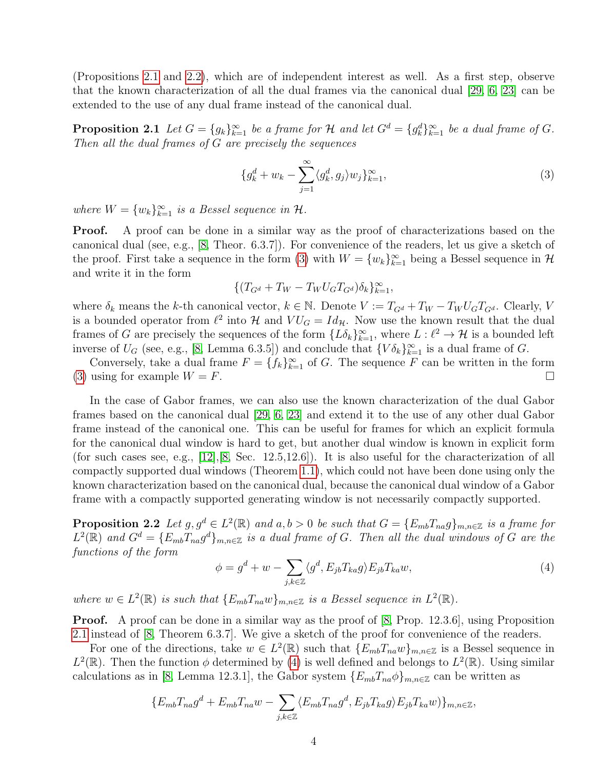(Propositions 2.1 and 2.2), which are of independent interest as well. As a first step, observe that the known characterization of all the dual frames via the canonical dual [29, 6, 23] can be extended to the use of any dual frame instead of the canonical dual.

**Proposition 2.1** *Let $G = \{g_k\}_{k=1}^\infty$ be a frame for $\mathcal{H}$ and let $G^d = \{g_k^d\}_{k=1}^\infty$ be a dual frame of $G$. Then all the dual frames of $G$ are precisely the sequences*

$$\{g_k^d + w_k - \sum_{j=1}^{\infty} \langle g_k^d, g_j \rangle w_j\}_{k=1}^\infty, \tag{3}$$

*where $W = \{w_k\}_{k=1}^\infty$ is a Bessel sequence in $\mathcal{H}$.*

**Proof.** A proof can be done in a similar way as the proof of characterizations based on the canonical dual (see, e.g., [8, Theor. 6.3.7]). For convenience of the readers, let us give a sketch of the proof. First take a sequence in the form (3) with $W = \{w_k\}_{k=1}^\infty$ being a Bessel sequence in $\mathcal{H}$ and write it in the form

$$\{(T_{G^d} + T_W - T_W U_G T_{G^d})\delta_k\}_{k=1}^\infty,$$

where $\delta_k$ means the $k$-th canonical vector, $k \in \mathbb{N}$. Denote $V := T_{G^d} + T_W - T_W U_G T_{G^d}$. Clearly, $V$ is a bounded operator from $\ell^2$ into $\mathcal{H}$ and $VU_G = Id_{\mathcal{H}}$. Now use the known result that the dual frames of $G$ are precisely the sequences of the form $\{L\delta_k\}_{k=1}^\infty$, where $L : \ell^2 \to \mathcal{H}$ is a bounded left inverse of $U_G$ (see, e.g., [8, Lemma 6.3.5]) and conclude that $\{V\delta_k\}_{k=1}^\infty$ is a dual frame of $G$.

Conversely, take a dual frame $F = \{f_k\}_{k=1}^\infty$ of $G$. The sequence $F$ can be written in the form (3) using for example $W = F$. □

In the case of Gabor frames, we can also use the known characterization of the dual Gabor frames based on the canonical dual [29, 6, 23] and extend it to the use of any other dual Gabor frame instead of the canonical one. This can be useful for frames for which an explicit formula for the canonical dual window is hard to get, but another dual window is known in explicit form (for such cases see, e.g., [12],[8, Sec. 12.5,12.6]). It is also useful for the characterization of all compactly supported dual windows (Theorem 1.1), which could not have been done using only the known characterization based on the canonical dual, because the canonical dual window of a Gabor frame with a compactly supported generating window is not necessarily compactly supported.

**Proposition 2.2** *Let $g, g^d \in L^2(\mathbb{R})$ and $a, b > 0$ be such that $G = \{E_{mb}T_{na}g\}_{m,n\in\mathbb{Z}}$ is a frame for $L^2(\mathbb{R})$ and $G^d = \{E_{mb}T_{na}g^d\}_{m,n\in\mathbb{Z}}$ is a dual frame of $G$. Then all the dual windows of $G$ are the functions of the form*

$$\phi = g^d + w - \sum_{j,k\in\mathbb{Z}} \langle g^d, E_{jb}T_{ka}g\rangle E_{jb}T_{ka}w, \tag{4}$$

*where $w \in L^2(\mathbb{R})$ is such that $\{E_{mb}T_{na}w\}_{m,n\in\mathbb{Z}}$ is a Bessel sequence in $L^2(\mathbb{R})$.*

**Proof.** A proof can be done in a similar way as the proof of [8, Prop. 12.3.6], using Proposition 2.1 instead of [8, Theorem 6.3.7]. We give a sketch of the proof for convenience of the readers.

For one of the directions, take $w \in L^2(\mathbb{R})$ such that $\{E_{mb}T_{na}w\}_{m,n\in\mathbb{Z}}$ is a Bessel sequence in $L^2(\mathbb{R})$. Then the function $\phi$ determined by (4) is well defined and belongs to $L^2(\mathbb{R})$. Using similar calculations as in [8, Lemma 12.3.1], the Gabor system $\{E_{mb}T_{na}\phi\}_{m,n\in\mathbb{Z}}$ can be written as

$$\{E_{mb}T_{na}g^d + E_{mb}T_{na}w - \sum_{j,k\in\mathbb{Z}} \langle E_{mb}T_{na}g^d, E_{jb}T_{ka}g\rangle E_{jb}T_{ka}w)\}_{m,n\in\mathbb{Z}},$$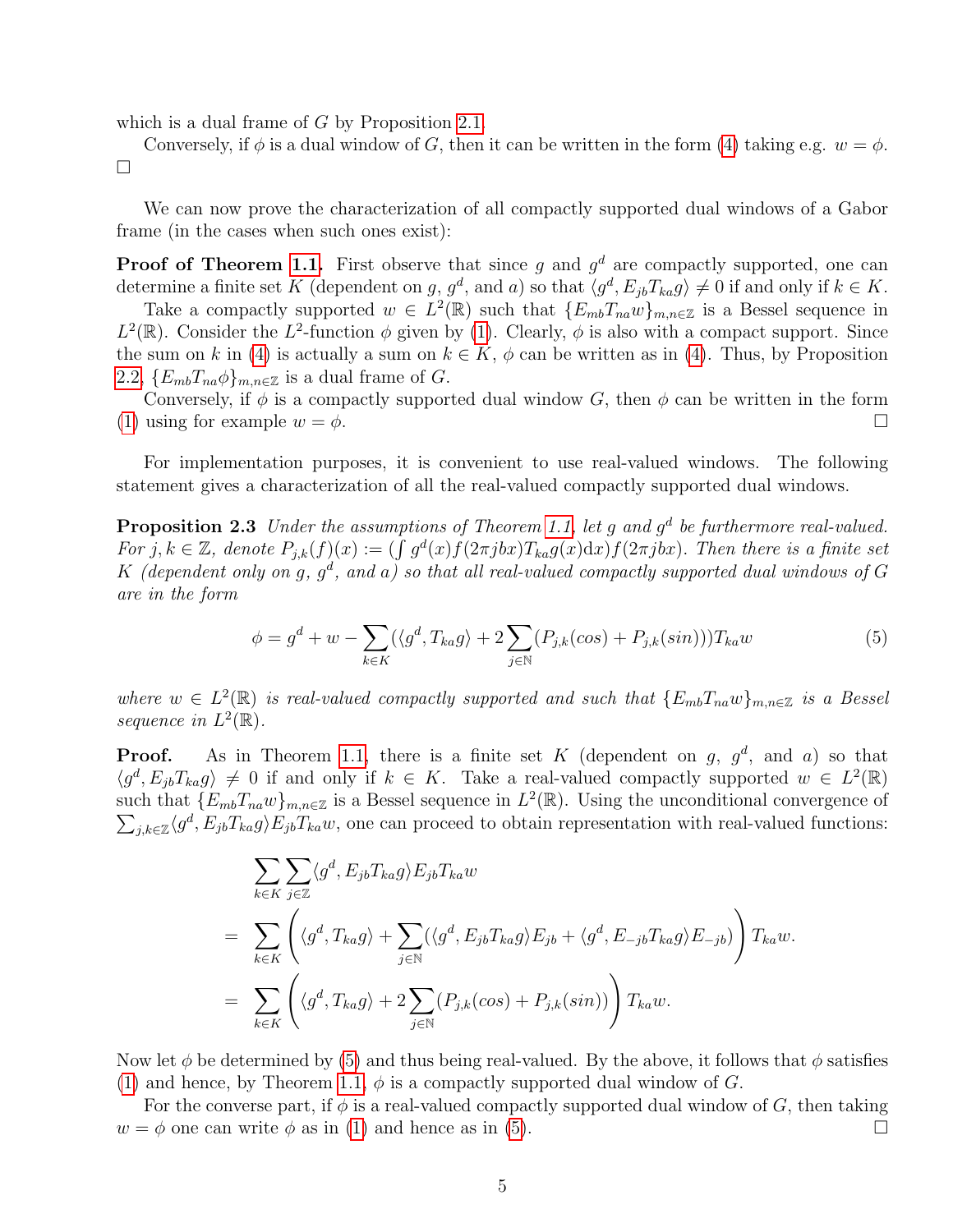which is a dual frame of $G$ by Proposition 2.1.

Conversely, if $\phi$ is a dual window of $G$, then it can be written in the form (4) taking e.g. $w = \phi$. $\square$

We can now prove the characterization of all compactly supported dual windows of a Gabor frame (in the cases when such ones exist):

**Proof of Theorem 1.1.** First observe that since $g$ and $g^d$ are compactly supported, one can determine a finite set $K$ (dependent on $g$, $g^d$, and $a$) so that $\langle g^d, E_{jb}T_{ka}g\rangle \neq 0$ if and only if $k \in K$.

Take a compactly supported $w \in L^2(\mathbb{R})$ such that $\{E_{mb}T_{na}w\}_{m,n\in\mathbb{Z}}$ is a Bessel sequence in $L^2(\mathbb{R})$. Consider the $L^2$-function $\phi$ given by (1). Clearly, $\phi$ is also with a compact support. Since the sum on $k$ in (4) is actually a sum on $k \in K$, $\phi$ can be written as in (4). Thus, by Proposition 2.2, $\{E_{mb}T_{na}\phi\}_{m,n\in\mathbb{Z}}$ is a dual frame of $G$.

Conversely, if $\phi$ is a compactly supported dual window $G$, then $\phi$ can be written in the form (1) using for example $w = \phi$. $\square$

For implementation purposes, it is convenient to use real-valued windows. The following statement gives a characterization of all the real-valued compactly supported dual windows.

**Proposition 2.3** *Under the assumptions of Theorem 1.1, let $g$ and $g^d$ be furthermore real-valued. For $j, k \in \mathbb{Z}$, denote $P_{j,k}(f)(x) := (\int g^d(x)f(2\pi jbx)T_{ka}g(x)\mathrm{d}x)f(2\pi jbx)$. Then there is a finite set $K$ (dependent only on $g$, $g^d$, and $a$) so that all real-valued compactly supported dual windows of $G$ are in the form*

$$\phi = g^d + w - \sum_{k\in K}(\langle g^d, T_{ka}g\rangle + 2\sum_{j\in\mathbb{N}}(P_{j,k}(cos) + P_{j,k}(sin)))T_{ka}w \tag{5}$$

*where $w \in L^2(\mathbb{R})$ is real-valued compactly supported and such that $\{E_{mb}T_{na}w\}_{m,n\in\mathbb{Z}}$ is a Bessel sequence in $L^2(\mathbb{R})$.*

**Proof.** As in Theorem 1.1, there is a finite set $K$ (dependent on $g$, $g^d$, and $a$) so that $\langle g^d, E_{jb}T_{ka}g\rangle \neq 0$ if and only if $k \in K$. Take a real-valued compactly supported $w \in L^2(\mathbb{R})$ such that $\{E_{mb}T_{na}w\}_{m,n\in\mathbb{Z}}$ is a Bessel sequence in $L^2(\mathbb{R})$. Using the unconditional convergence of $\sum_{j,k\in\mathbb{Z}}\langle g^d, E_{jb}T_{ka}g\rangle E_{jb}T_{ka}w$, one can proceed to obtain representation with real-valued functions:

$$\begin{aligned}
&\sum_{k\in K}\sum_{j\in\mathbb{Z}}\langle g^d, E_{jb}T_{ka}g\rangle E_{jb}T_{ka}w \\
=\ &\sum_{k\in K}\left(\langle g^d, T_{ka}g\rangle + \sum_{j\in\mathbb{N}}(\langle g^d, E_{jb}T_{ka}g\rangle E_{jb} + \langle g^d, E_{-jb}T_{ka}g\rangle E_{-jb})\right)T_{ka}w. \\
=\ &\sum_{k\in K}\left(\langle g^d, T_{ka}g\rangle + 2\sum_{j\in\mathbb{N}}(P_{j,k}(cos) + P_{j,k}(sin))\right)T_{ka}w.
\end{aligned}$$

Now let $\phi$ be determined by (5) and thus being real-valued. By the above, it follows that $\phi$ satisfies (1) and hence, by Theorem 1.1, $\phi$ is a compactly supported dual window of $G$.

For the converse part, if $\phi$ is a real-valued compactly supported dual window of $G$, then taking $w = \phi$ one can write $\phi$ as in (1) and hence as in (5). $\square$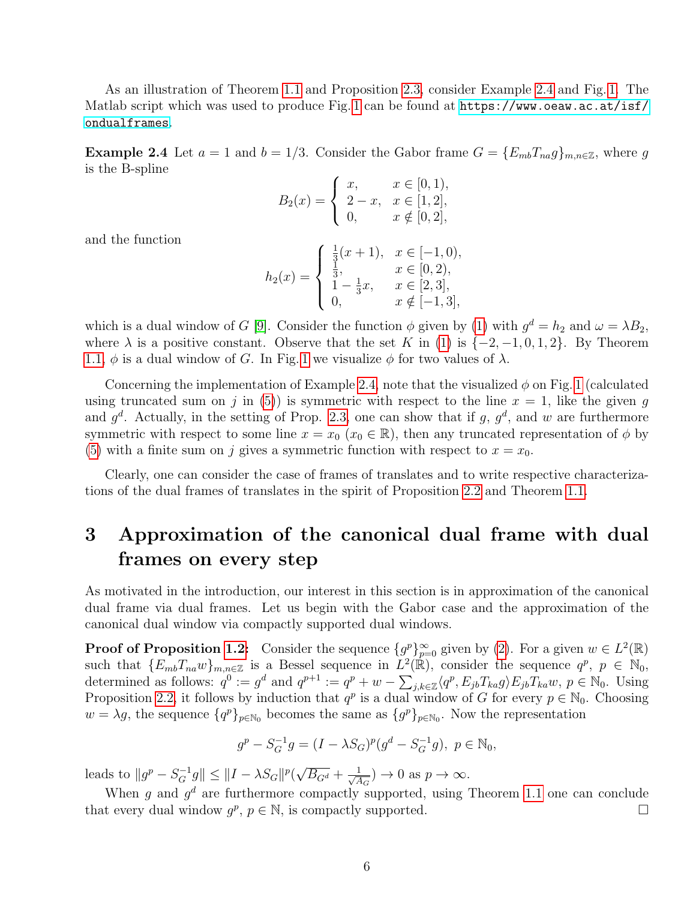As an illustration of Theorem 1.1 and Proposition 2.3, consider Example 2.4 and Fig. 1. The Matlab script which was used to produce Fig. 1 can be found at https://www.oeaw.ac.at/isf/ondualframes.

**Example 2.4** Let $a = 1$ and $b = 1/3$. Consider the Gabor frame $G = \{E_{mb}T_{na}g\}_{m,n\in\mathbb{Z}}$, where $g$ is the B-spline

$$B_2(x) = \begin{cases} x, & x \in [0,1), \\ 2-x, & x \in [1,2], \\ 0, & x \notin [0,2], \end{cases}$$

and the function

$$h_2(x) = \begin{cases} \frac{1}{3}(x+1), & x \in [-1,0), \\ \frac{1}{3}, & x \in [0,2), \\ 1-\frac{1}{3}x, & x \in [2,3], \\ 0, & x \notin [-1,3], \end{cases}$$

which is a dual window of $G$ [9]. Consider the function $\phi$ given by (1) with $g^d = h_2$ and $\omega = \lambda B_2$, where $\lambda$ is a positive constant. Observe that the set $K$ in (1) is $\{-2,-1,0,1,2\}$. By Theorem 1.1, $\phi$ is a dual window of $G$. In Fig. 1 we visualize $\phi$ for two values of $\lambda$.

Concerning the implementation of Example 2.4, note that the visualized $\phi$ on Fig. 1 (calculated using truncated sum on $j$ in (5)) is symmetric with respect to the line $x = 1$, like the given $g$ and $g^d$. Actually, in the setting of Prop. 2.3, one can show that if $g$, $g^d$, and $w$ are furthermore symmetric with respect to some line $x = x_0$ ($x_0 \in \mathbb{R}$), then any truncated representation of $\phi$ by (5) with a finite sum on $j$ gives a symmetric function with respect to $x = x_0$.

Clearly, one can consider the case of frames of translates and to write respective characterizations of the dual frames of translates in the spirit of Proposition 2.2 and Theorem 1.1.

# 3 Approximation of the canonical dual frame with dual frames on every step

As motivated in the introduction, our interest in this section is in approximation of the canonical dual frame via dual frames. Let us begin with the Gabor case and the approximation of the canonical dual window via compactly supported dual windows.

**Proof of Proposition 1.2:** Consider the sequence $\{g^p\}_{p=0}^{\infty}$ given by (2). For a given $w \in L^2(\mathbb{R})$ such that $\{E_{mb}T_{na}w\}_{m,n\in\mathbb{Z}}$ is a Bessel sequence in $L^2(\mathbb{R})$, consider the sequence $q^p$, $p \in \mathbb{N}_0$, determined as follows: $q^0 := g^d$ and $q^{p+1} := q^p + w - \sum_{j,k\in\mathbb{Z}} \langle q^p, E_{jb}T_{ka}g\rangle E_{jb}T_{ka}w$, $p \in \mathbb{N}_0$. Using Proposition 2.2, it follows by induction that $q^p$ is a dual window of $G$ for every $p \in \mathbb{N}_0$. Choosing $w = \lambda g$, the sequence $\{q^p\}_{p\in\mathbb{N}_0}$ becomes the same as $\{g^p\}_{p\in\mathbb{N}_0}$. Now the representation

$$g^p - S_G^{-1}g = (I - \lambda S_G)^p (g^d - S_G^{-1}g), \ p \in \mathbb{N}_0,$$

leads to $\|g^p - S_G^{-1}g\| \leq \|I - \lambda S_G\|^p (\sqrt{B_{G^d}} + \frac{1}{\sqrt{A_G}}) \to 0$ as $p \to \infty$.

When $g$ and $g^d$ are furthermore compactly supported, using Theorem 1.1 one can conclude that every dual window $g^p$, $p \in \mathbb{N}$, is compactly supported. □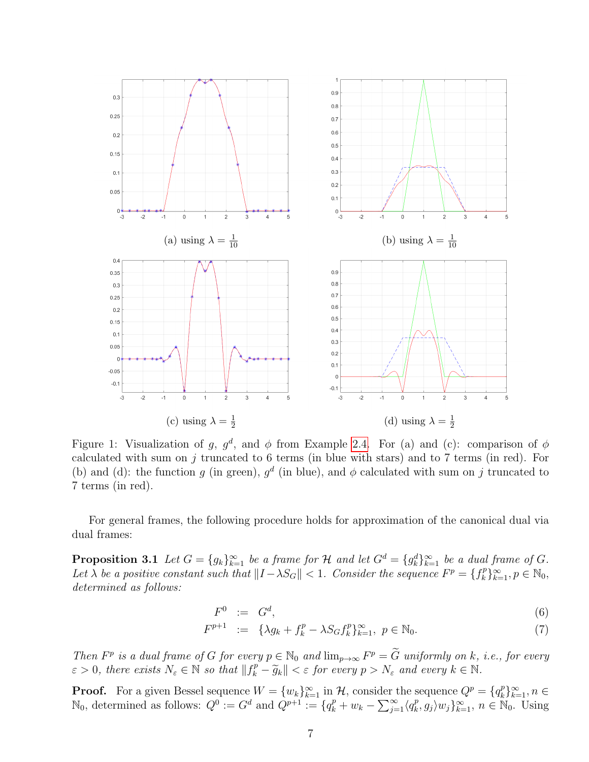(a) using $\lambda = \frac{1}{10}$

(b) using $\lambda = \frac{1}{10}$

(c) using $\lambda = \frac{1}{2}$

(d) using $\lambda = \frac{1}{2}$

Figure 1: Visualization of $g$, $g^d$, and $\phi$ from Example 2.4. For (a) and (c): comparison of $\phi$ calculated with sum on $j$ truncated to 6 terms (in blue with stars) and to 7 terms (in red). For (b) and (d): the function $g$ (in green), $g^d$ (in blue), and $\phi$ calculated with sum on $j$ truncated to 7 terms (in red).

For general frames, the following procedure holds for approximation of the canonical dual via dual frames:

**Proposition 3.1** *Let $G = \{g_k\}_{k=1}^\infty$ be a frame for $\mathcal{H}$ and let $G^d = \{g_k^d\}_{k=1}^\infty$ be a dual frame of $G$. Let $\lambda$ be a positive constant such that $\|I - \lambda S_G\| < 1$. Consider the sequence $F^p = \{f_k^p\}_{k=1}^\infty, p \in \mathbb{N}_0$, determined as follows:*

$$F^0 \ := \ G^d, \tag{6}$$

$$F^{p+1} \ := \ \{\lambda g_k + f_k^p - \lambda S_G f_k^p\}_{k=1}^\infty, \ p \in \mathbb{N}_0. \tag{7}$$

*Then $F^p$ is a dual frame of $G$ for every $p \in \mathbb{N}_0$ and $\lim_{p\to\infty} F^p = \widetilde{G}$ uniformly on $k$, i.e., for every $\varepsilon > 0$, there exists $N_\varepsilon \in \mathbb{N}$ so that $\|f_k^p - \widetilde{g}_k\| < \varepsilon$ for every $p > N_\varepsilon$ and every $k \in \mathbb{N}$.*

**Proof.** For a given Bessel sequence $W = \{w_k\}_{k=1}^\infty$ in $\mathcal{H}$, consider the sequence $Q^p = \{q_k^p\}_{k=1}^\infty, n \in \mathbb{N}_0$, determined as follows: $Q^0 := G^d$ and $Q^{p+1} := \{q_k^p + w_k - \sum_{j=1}^\infty \langle q_k^p, g_j\rangle w_j\}_{k=1}^\infty$, $n \in \mathbb{N}_0$. Using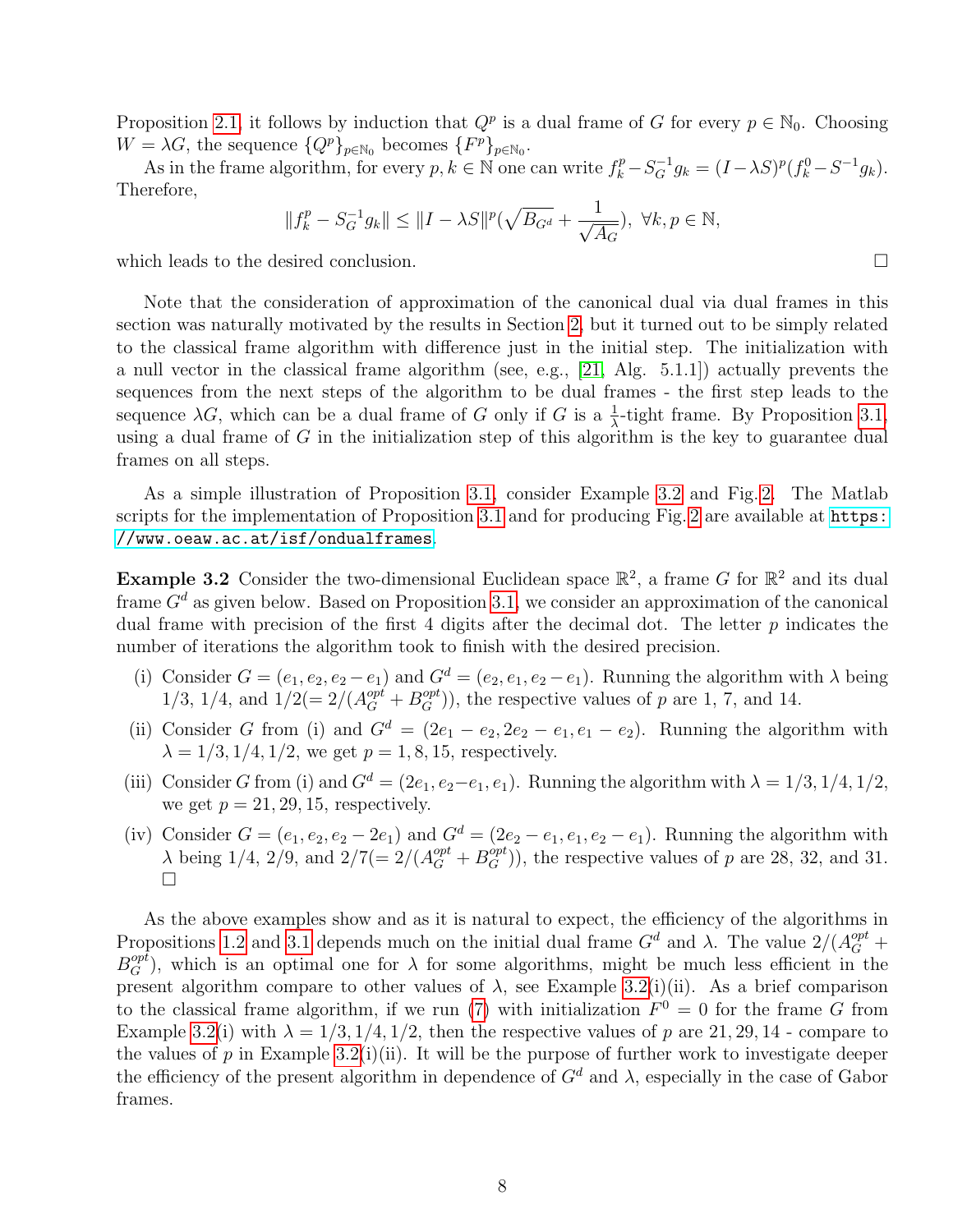Proposition 2.1, it follows by induction that $Q^p$ is a dual frame of $G$ for every $p \in \mathbb{N}_0$. Choosing $W = \lambda G$, the sequence $\{Q^p\}_{p\in\mathbb{N}_0}$ becomes $\{F^p\}_{p\in\mathbb{N}_0}$.

As in the frame algorithm, for every $p, k \in \mathbb{N}$ one can write $f_k^p - S_G^{-1} g_k = (I - \lambda S)^p (f_k^0 - S^{-1} g_k)$. Therefore,

$$\|f_k^p - S_G^{-1} g_k\| \leq \|I - \lambda S\|^p (\sqrt{B_{G^d}} + \frac{1}{\sqrt{A_G}}), \ \forall k, p \in \mathbb{N},$$

which leads to the desired conclusion. □

Note that the consideration of approximation of the canonical dual via dual frames in this section was naturally motivated by the results in Section 2, but it turned out to be simply related to the classical frame algorithm with difference just in the initial step. The initialization with a null vector in the classical frame algorithm (see, e.g., [21, Alg. 5.1.1]) actually prevents the sequences from the next steps of the algorithm to be dual frames - the first step leads to the sequence $\lambda G$, which can be a dual frame of $G$ only if $G$ is a $\frac{1}{\lambda}$-tight frame. By Proposition 3.1, using a dual frame of $G$ in the initialization step of this algorithm is the key to guarantee dual frames on all steps.

As a simple illustration of Proposition 3.1, consider Example 3.2 and Fig. 2. The Matlab scripts for the implementation of Proposition 3.1 and for producing Fig. 2 are available at https://www.oeaw.ac.at/isf/ondualframes.

**Example 3.2** Consider the two-dimensional Euclidean space $\mathbb{R}^2$, a frame $G$ for $\mathbb{R}^2$ and its dual frame $G^d$ as given below. Based on Proposition 3.1, we consider an approximation of the canonical dual frame with precision of the first 4 digits after the decimal dot. The letter $p$ indicates the number of iterations the algorithm took to finish with the desired precision.

(i) Consider $G = (e_1, e_2, e_2 - e_1)$ and $G^d = (e_2, e_1, e_2 - e_1)$. Running the algorithm with $\lambda$ being $1/3$, $1/4$, and $1/2(= 2/(A_G^{opt} + B_G^{opt}))$, the respective values of $p$ are 1, 7, and 14.

(ii) Consider $G$ from (i) and $G^d = (2e_1 - e_2, 2e_2 - e_1, e_1 - e_2)$. Running the algorithm with $\lambda = 1/3, 1/4, 1/2$, we get $p = 1, 8, 15$, respectively.

(iii) Consider $G$ from (i) and $G^d = (2e_1, e_2 - e_1, e_1)$. Running the algorithm with $\lambda = 1/3, 1/4, 1/2$, we get $p = 21, 29, 15$, respectively.

(iv) Consider $G = (e_1, e_2, e_2 - 2e_1)$ and $G^d = (2e_2 - e_1, e_1, e_2 - e_1)$. Running the algorithm with $\lambda$ being $1/4$, $2/9$, and $2/7(= 2/(A_G^{opt} + B_G^{opt}))$, the respective values of $p$ are 28, 32, and 31. □

As the above examples show and as it is natural to expect, the efficiency of the algorithms in Propositions 1.2 and 3.1 depends much on the initial dual frame $G^d$ and $\lambda$. The value $2/(A_G^{opt} + B_G^{opt})$, which is an optimal one for $\lambda$ for some algorithms, might be much less efficient in the present algorithm compare to other values of $\lambda$, see Example 3.2(i)(ii). As a brief comparison to the classical frame algorithm, if we run (7) with initialization $F^0 = 0$ for the frame $G$ from Example 3.2(i) with $\lambda = 1/3, 1/4, 1/2$, then the respective values of $p$ are $21, 29, 14$ - compare to the values of $p$ in Example 3.2(i)(ii). It will be the purpose of further work to investigate deeper the efficiency of the present algorithm in dependence of $G^d$ and $\lambda$, especially in the case of Gabor frames.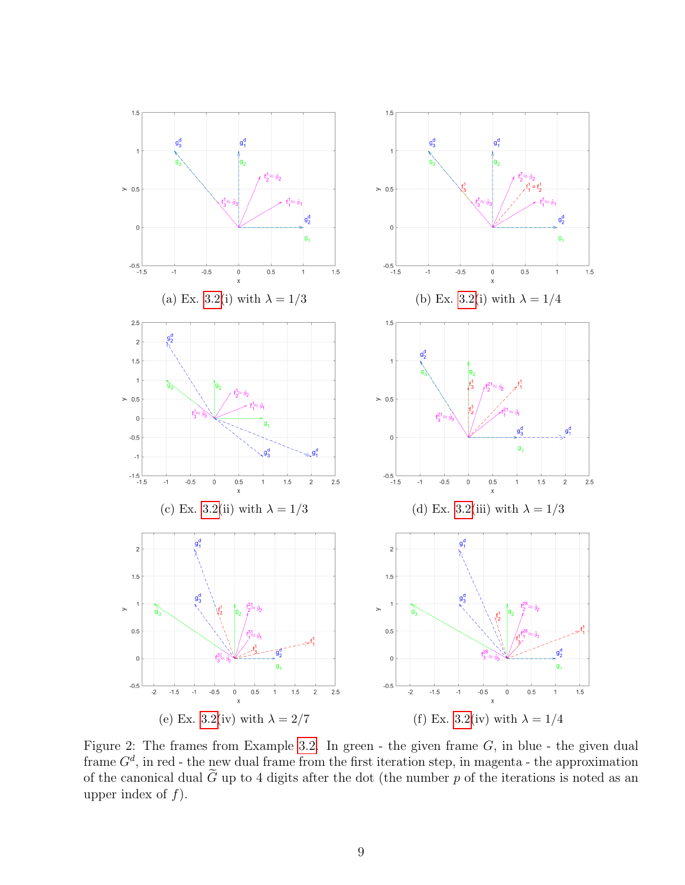(a) Ex. 3.2(i) with $\lambda = 1/3$

(b) Ex. 3.2(i) with $\lambda = 1/4$

(c) Ex. 3.2(ii) with $\lambda = 1/3$

(d) Ex. 3.2(iii) with $\lambda = 1/3$

(e) Ex. 3.2(iv) with $\lambda = 2/7$

(f) Ex. 3.2(iv) with $\lambda = 1/4$

Figure 2: The frames from Example 3.2. In green - the given frame $G$, in blue - the given dual frame $G^d$, in red - the new dual frame from the first iteration step, in magenta - the approximation of the canonical dual $\widetilde{G}$ up to 4 digits after the dot (the number $p$ of the iterations is noted as an upper index of $f$).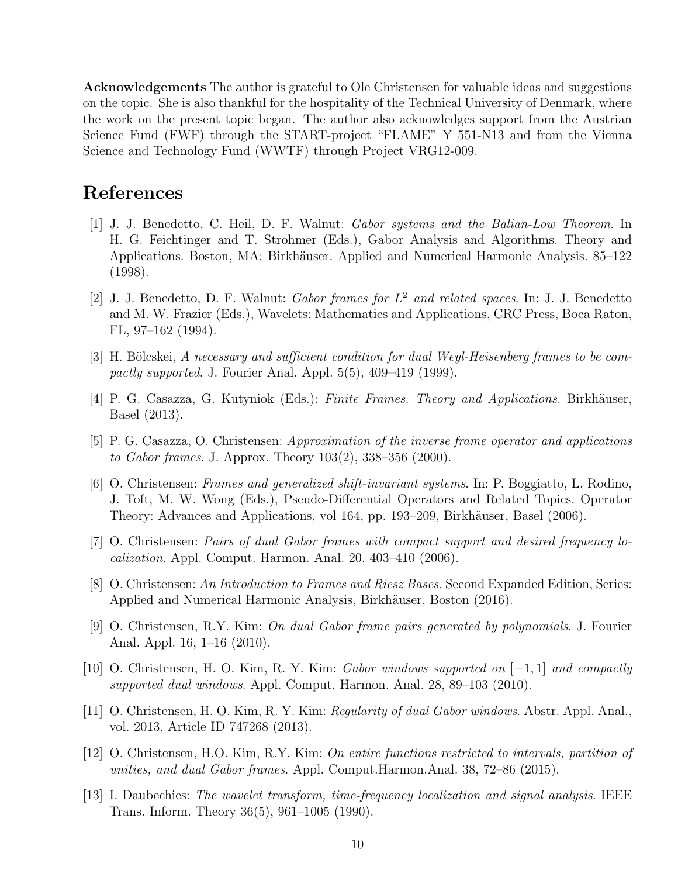**Acknowledgements** The author is grateful to Ole Christensen for valuable ideas and suggestions on the topic. She is also thankful for the hospitality of the Technical University of Denmark, where the work on the present topic began. The author also acknowledges support from the Austrian Science Fund (FWF) through the START-project "FLAME" Y 551-N13 and from the Vienna Science and Technology Fund (WWTF) through Project VRG12-009.

# References

[1] J. J. Benedetto, C. Heil, D. F. Walnut: *Gabor systems and the Balian-Low Theorem*. In H. G. Feichtinger and T. Strohmer (Eds.), Gabor Analysis and Algorithms. Theory and Applications. Boston, MA: Birkhäuser. Applied and Numerical Harmonic Analysis. 85–122 (1998).

[2] J. J. Benedetto, D. F. Walnut: *Gabor frames for $L^2$ and related spaces*. In: J. J. Benedetto and M. W. Frazier (Eds.), Wavelets: Mathematics and Applications, CRC Press, Boca Raton, FL, 97–162 (1994).

[3] H. Bölcskei, *A necessary and sufficient condition for dual Weyl-Heisenberg frames to be compactly supported*. J. Fourier Anal. Appl. 5(5), 409–419 (1999).

[4] P. G. Casazza, G. Kutyniok (Eds.): *Finite Frames. Theory and Applications.* Birkhäuser, Basel (2013).

[5] P. G. Casazza, O. Christensen: *Approximation of the inverse frame operator and applications to Gabor frames*. J. Approx. Theory 103(2), 338–356 (2000).

[6] O. Christensen: *Frames and generalized shift-invariant systems*. In: P. Boggiatto, L. Rodino, J. Toft, M. W. Wong (Eds.), Pseudo-Differential Operators and Related Topics. Operator Theory: Advances and Applications, vol 164, pp. 193–209, Birkhäuser, Basel (2006).

[7] O. Christensen: *Pairs of dual Gabor frames with compact support and desired frequency localization*. Appl. Comput. Harmon. Anal. 20, 403–410 (2006).

[8] O. Christensen: *An Introduction to Frames and Riesz Bases.* Second Expanded Edition, Series: Applied and Numerical Harmonic Analysis, Birkhäuser, Boston (2016).

[9] O. Christensen, R.Y. Kim: *On dual Gabor frame pairs generated by polynomials*. J. Fourier Anal. Appl. 16, 1–16 (2010).

[10] O. Christensen, H. O. Kim, R. Y. Kim: *Gabor windows supported on $[-1, 1]$ and compactly supported dual windows*. Appl. Comput. Harmon. Anal. 28, 89–103 (2010).

[11] O. Christensen, H. O. Kim, R. Y. Kim: *Regularity of dual Gabor windows*. Abstr. Appl. Anal., vol. 2013, Article ID 747268 (2013).

[12] O. Christensen, H.O. Kim, R.Y. Kim: *On entire functions restricted to intervals, partition of unities, and dual Gabor frames*. Appl. Comput.Harmon.Anal. 38, 72–86 (2015).

[13] I. Daubechies: *The wavelet transform, time-frequency localization and signal analysis*. IEEE Trans. Inform. Theory 36(5), 961–1005 (1990).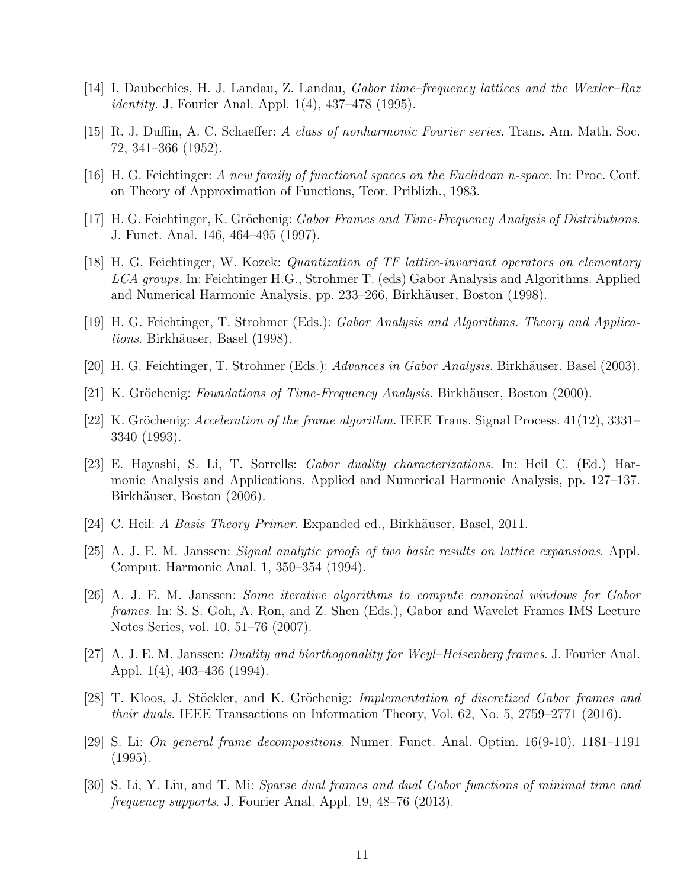[14] I. Daubechies, H. J. Landau, Z. Landau, *Gabor time–frequency lattices and the Wexler–Raz identity*. J. Fourier Anal. Appl. 1(4), 437–478 (1995).

[15] R. J. Duffin, A. C. Schaeffer: *A class of nonharmonic Fourier series*. Trans. Am. Math. Soc. 72, 341–366 (1952).

[16] H. G. Feichtinger: *A new family of functional spaces on the Euclidean n-space*. In: Proc. Conf. on Theory of Approximation of Functions, Teor. Priblizh., 1983.

[17] H. G. Feichtinger, K. Gröchenig: *Gabor Frames and Time-Frequency Analysis of Distributions*. J. Funct. Anal. 146, 464–495 (1997).

[18] H. G. Feichtinger, W. Kozek: *Quantization of TF lattice-invariant operators on elementary LCA groups*. In: Feichtinger H.G., Strohmer T. (eds) Gabor Analysis and Algorithms. Applied and Numerical Harmonic Analysis, pp. 233–266, Birkhäuser, Boston (1998).

[19] H. G. Feichtinger, T. Strohmer (Eds.): *Gabor Analysis and Algorithms. Theory and Applications*. Birkhäuser, Basel (1998).

[20] H. G. Feichtinger, T. Strohmer (Eds.): *Advances in Gabor Analysis*. Birkhäuser, Basel (2003).

[21] K. Gröchenig: *Foundations of Time-Frequency Analysis*. Birkhäuser, Boston (2000).

[22] K. Gröchenig: *Acceleration of the frame algorithm*. IEEE Trans. Signal Process. 41(12), 3331–3340 (1993).

[23] E. Hayashi, S. Li, T. Sorrells: *Gabor duality characterizations*. In: Heil C. (Ed.) Harmonic Analysis and Applications. Applied and Numerical Harmonic Analysis, pp. 127–137. Birkhäuser, Boston (2006).

[24] C. Heil: *A Basis Theory Primer*. Expanded ed., Birkhäuser, Basel, 2011.

[25] A. J. E. M. Janssen: *Signal analytic proofs of two basic results on lattice expansions*. Appl. Comput. Harmonic Anal. 1, 350–354 (1994).

[26] A. J. E. M. Janssen: *Some iterative algorithms to compute canonical windows for Gabor frames*. In: S. S. Goh, A. Ron, and Z. Shen (Eds.), Gabor and Wavelet Frames IMS Lecture Notes Series, vol. 10, 51–76 (2007).

[27] A. J. E. M. Janssen: *Duality and biorthogonality for Weyl–Heisenberg frames*. J. Fourier Anal. Appl. 1(4), 403–436 (1994).

[28] T. Kloos, J. Stöckler, and K. Gröchenig: *Implementation of discretized Gabor frames and their duals*. IEEE Transactions on Information Theory, Vol. 62, No. 5, 2759–2771 (2016).

[29] S. Li: *On general frame decompositions*. Numer. Funct. Anal. Optim. 16(9-10), 1181–1191 (1995).

[30] S. Li, Y. Liu, and T. Mi: *Sparse dual frames and dual Gabor functions of minimal time and frequency supports*. J. Fourier Anal. Appl. 19, 48–76 (2013).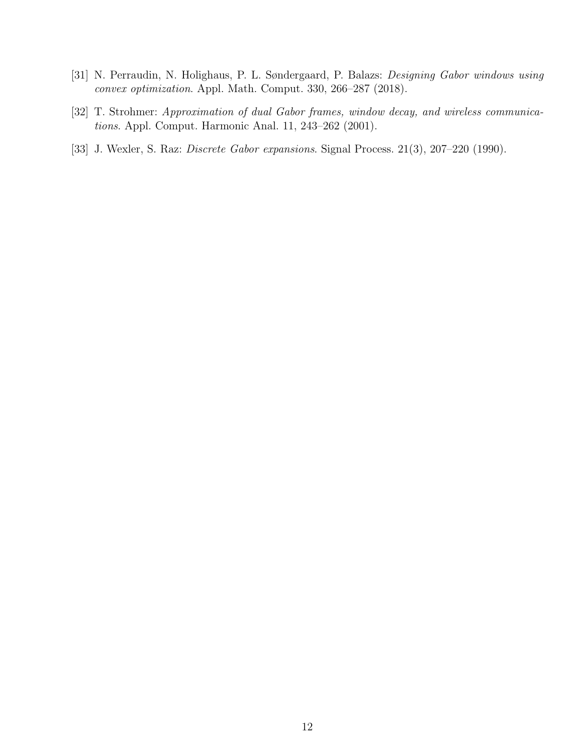[31] N. Perraudin, N. Holighaus, P. L. Søndergaard, P. Balazs: *Designing Gabor windows using convex optimization*. Appl. Math. Comput. 330, 266–287 (2018).

[32] T. Strohmer: *Approximation of dual Gabor frames, window decay, and wireless communications*. Appl. Comput. Harmonic Anal. 11, 243–262 (2001).

[33] J. Wexler, S. Raz: *Discrete Gabor expansions*. Signal Process. 21(3), 207–220 (1990).